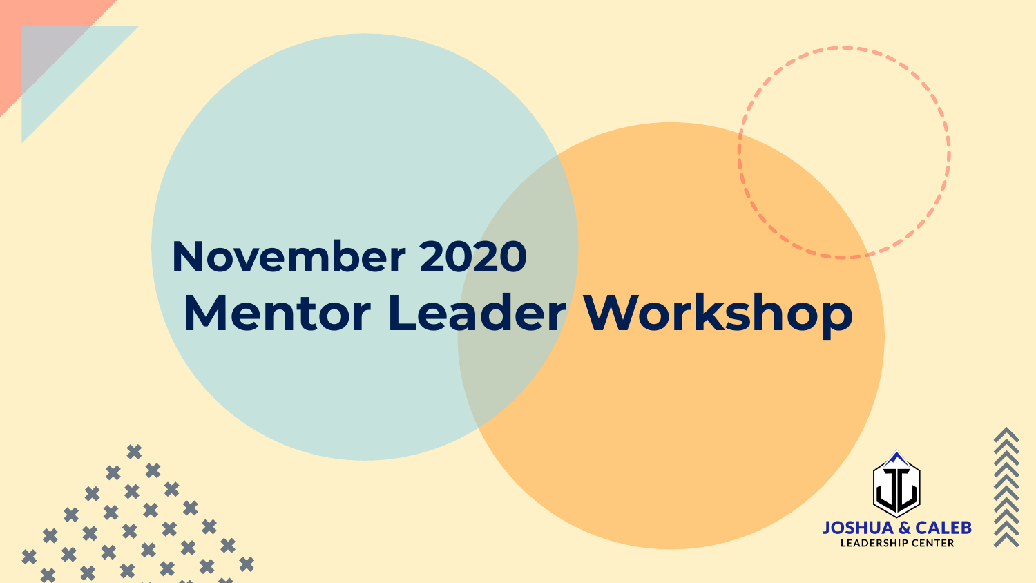# November 2020
# Mentor Leader Workshop

JOSHUA & CALEB
LEADERSHIP CENTER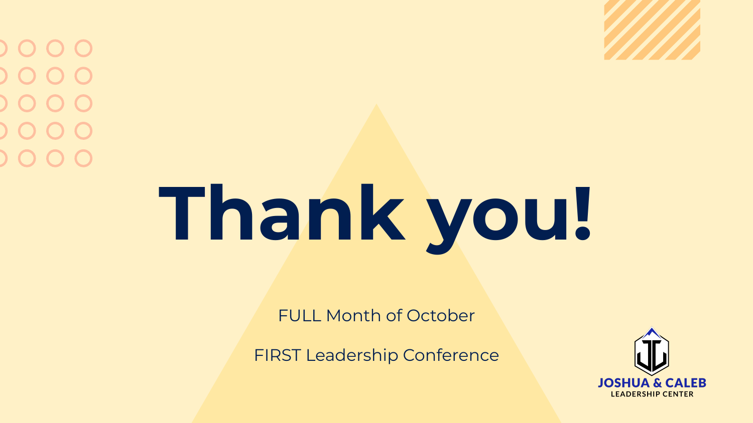# Thank you!

FULL Month of October

FIRST Leadership Conference

JOSHUA & CALEB
LEADERSHIP CENTER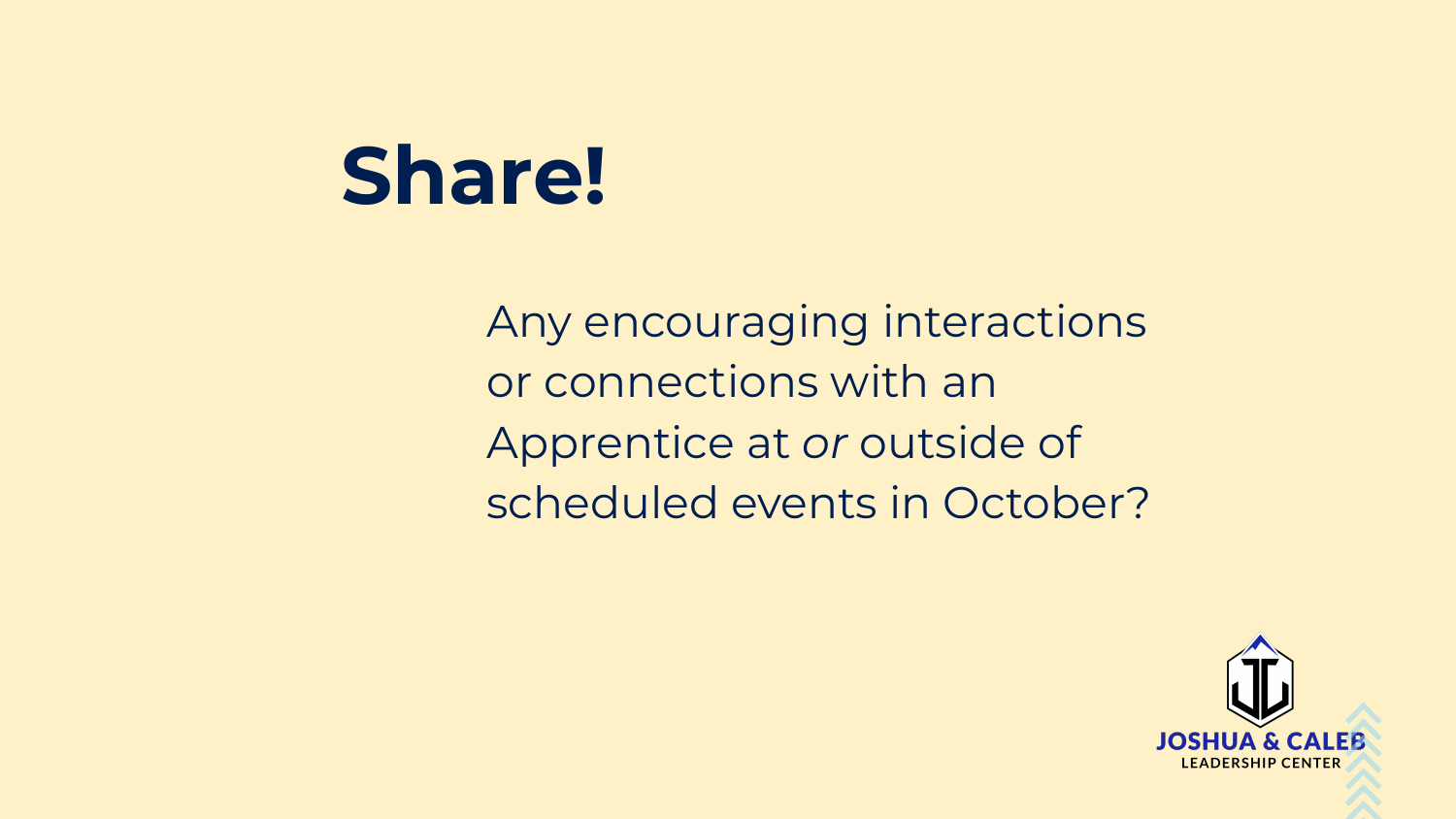# Share!

Any encouraging interactions or connections with an Apprentice at *or* outside of scheduled events in October?

JOSHUA & CALEB
LEADERSHIP CENTER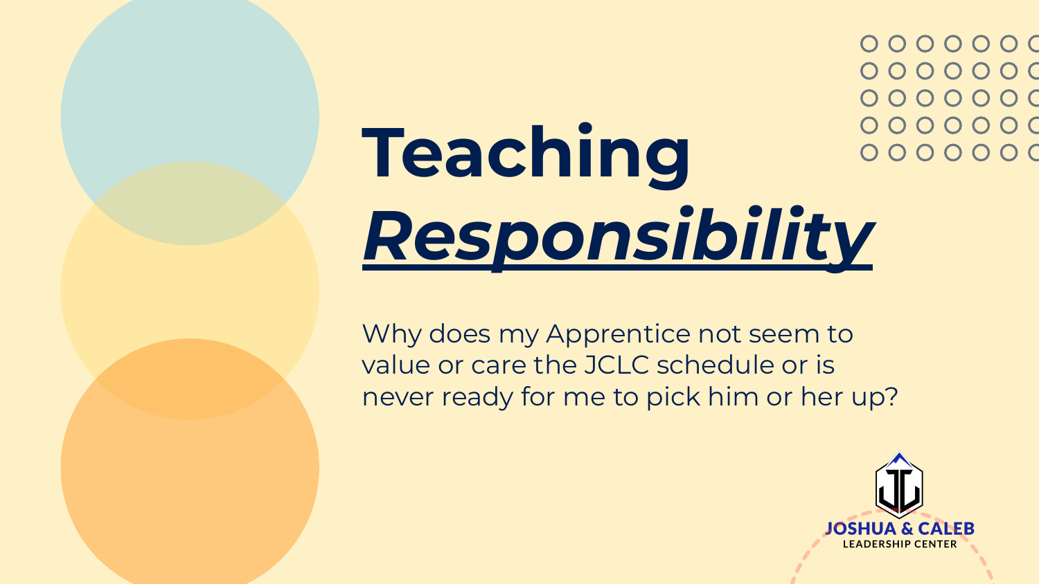# Teaching ***Responsibility***

Why does my Apprentice not seem to value or care the JCLC schedule or is never ready for me to pick him or her up?

JOSHUA & CALEB
LEADERSHIP CENTER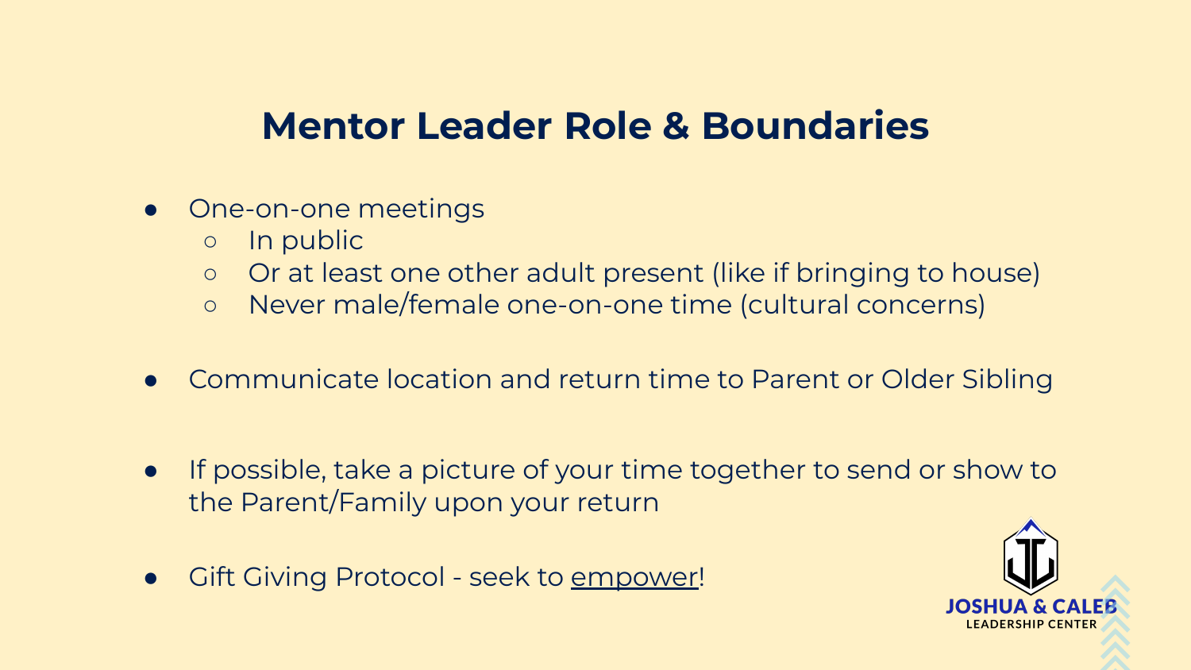# Mentor Leader Role & Boundaries

- One-on-one meetings
  - In public
  - Or at least one other adult present (like if bringing to house)
  - Never male/female one-on-one time (cultural concerns)

- Communicate location and return time to Parent or Older Sibling

- If possible, take a picture of your time together to send or show to the Parent/Family upon your return

- Gift Giving Protocol - seek to empower!

JOSHUA & CALEB
LEADERSHIP CENTER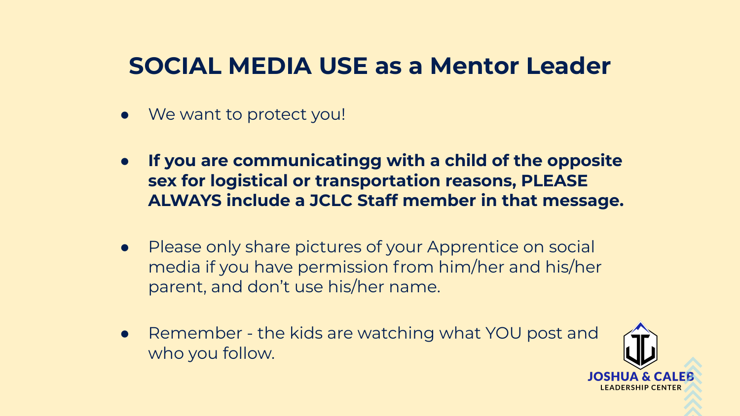# SOCIAL MEDIA USE as a Mentor Leader

- We want to protect you!
- **If you are communicatingg with a child of the opposite sex for logistical or transportation reasons, PLEASE ALWAYS include a JCLC Staff member in that message.**
- Please only share pictures of your Apprentice on social media if you have permission from him/her and his/her parent, and don't use his/her name.
- Remember - the kids are watching what YOU post and who you follow.

JOSHUA & CALEB LEADERSHIP CENTER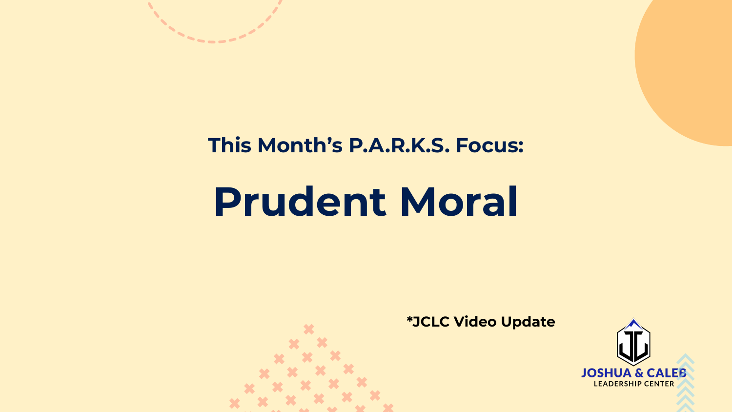### This Month's P.A.R.K.S. Focus:

# Prudent Moral

*JCLC Video Update

JOSHUA & CALEB
LEADERSHIP CENTER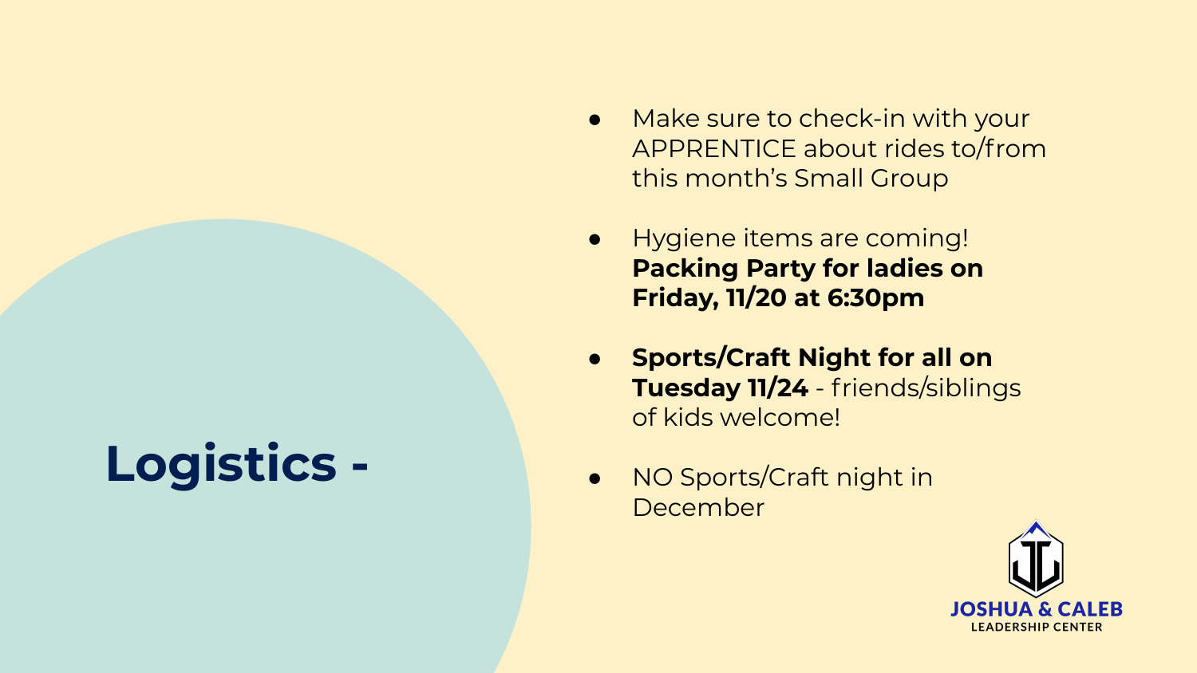# Logistics -

- Make sure to check-in with your APPRENTICE about rides to/from this month's Small Group
- Hygiene items are coming! **Packing Party for ladies on Friday, 11/20 at 6:30pm**
- **Sports/Craft Night for all on Tuesday 11/24** - friends/siblings of kids welcome!
- NO Sports/Craft night in December

JOSHUA & CALEB
LEADERSHIP CENTER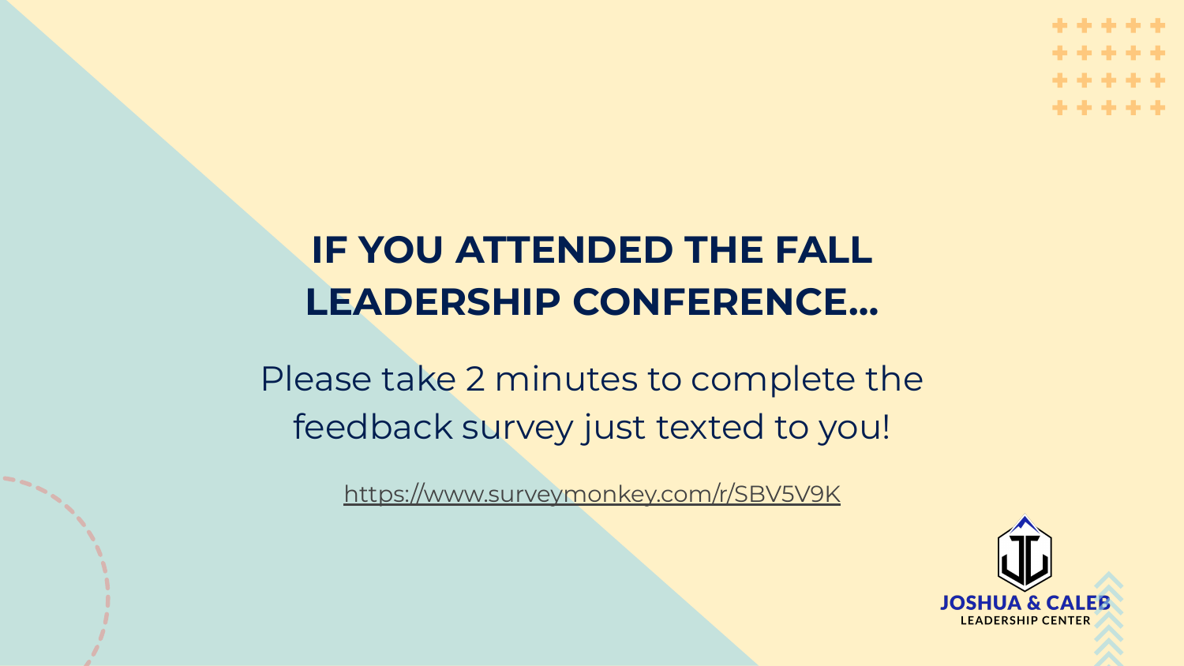# IF YOU ATTENDED THE FALL LEADERSHIP CONFERENCE...

Please take 2 minutes to complete the feedback survey just texted to you!

https://www.surveymonkey.com/r/SBV5V9K

JOSHUA & CALEB
LEADERSHIP CENTER